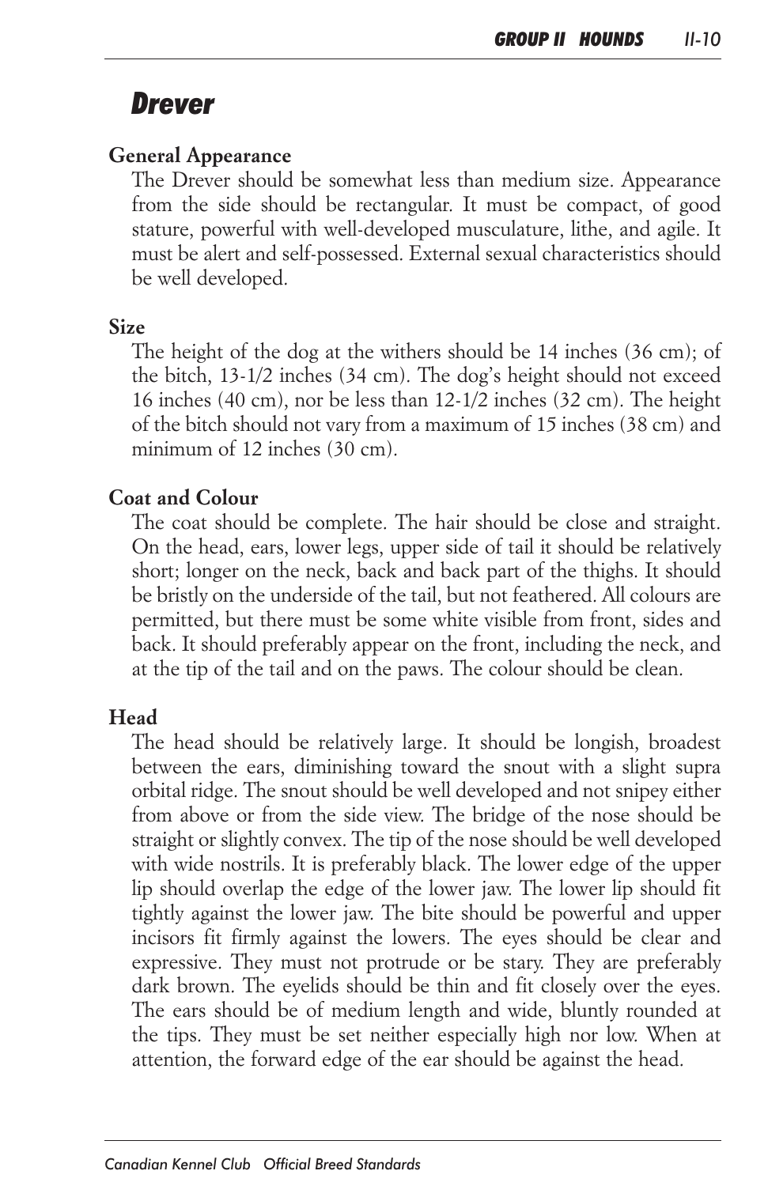# Drever

## General Appearance

The Drever should be somewhat less than medium size. Appearance from the side should be rectangular. It must be compact, of good stature, powerful with well-developed musculature, lithe, and agile. It must be alert and self-possessed. External sexual characteristics should be well developed.

## Size

The height of the dog at the withers should be 14 inches (36 cm); of the bitch, 13-1/2 inches (34 cm). The dog's height should not exceed 16 inches (40 cm), nor be less than 12-1/2 inches (32 cm). The height of the bitch should not vary from a maximum of 15 inches (38 cm) and minimum of 12 inches (30 cm).

## Coat and Colour

The coat should be complete. The hair should be close and straight. On the head, ears, lower legs, upper side of tail it should be relatively short; longer on the neck, back and back part of the thighs. It should be bristly on the underside of the tail, but not feathered. All colours are permitted, but there must be some white visible from front, sides and back. It should preferably appear on the front, including the neck, and at the tip of the tail and on the paws. The colour should be clean.

## Head

The head should be relatively large. It should be longish, broadest between the ears, diminishing toward the snout with a slight supra orbital ridge. The snout should be well developed and not snipey either from above or from the side view. The bridge of the nose should be straight or slightly convex. The tip of the nose should be well developed with wide nostrils. It is preferably black. The lower edge of the upper lip should overlap the edge of the lower jaw. The lower lip should fit tightly against the lower jaw. The bite should be powerful and upper incisors fit firmly against the lowers. The eyes should be clear and expressive. They must not protrude or be stary. They are preferably dark brown. The eyelids should be thin and fit closely over the eyes. The ears should be of medium length and wide, bluntly rounded at the tips. They must be set neither especially high nor low. When at attention, the forward edge of the ear should be against the head.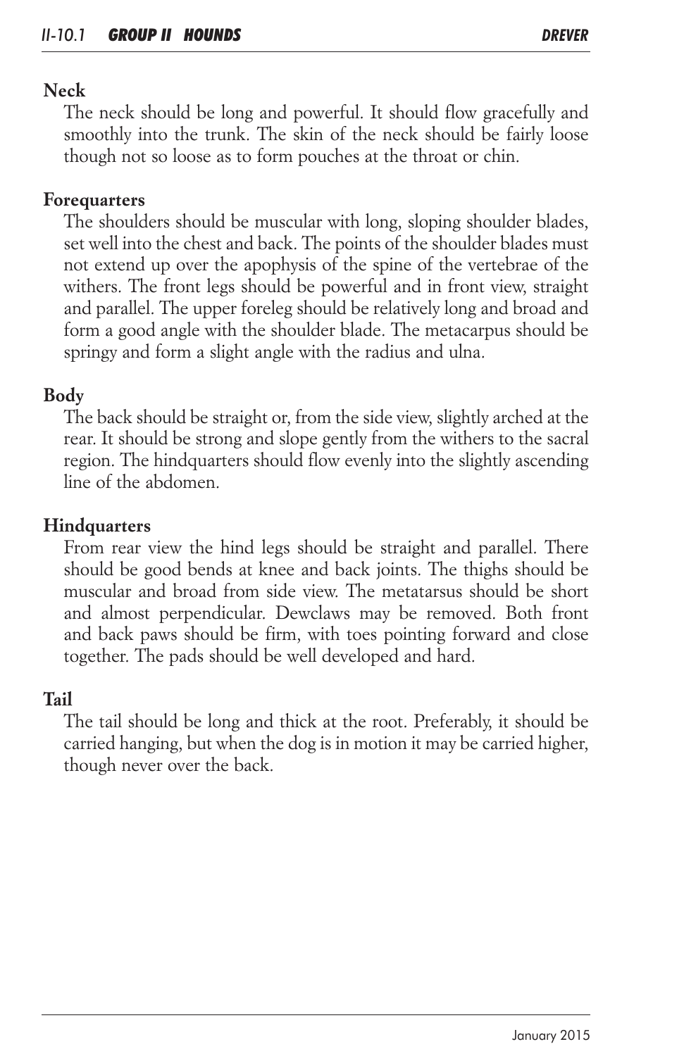**Neck**

The neck should be long and powerful. It should flow gracefully and smoothly into the trunk. The skin of the neck should be fairly loose though not so loose as to form pouches at the throat or chin.

**Forequarters**

The shoulders should be muscular with long, sloping shoulder blades, set well into the chest and back. The points of the shoulder blades must not extend up over the apophysis of the spine of the vertebrae of the withers. The front legs should be powerful and in front view, straight and parallel. The upper foreleg should be relatively long and broad and form a good angle with the shoulder blade. The metacarpus should be springy and form a slight angle with the radius and ulna.

**Body**

The back should be straight or, from the side view, slightly arched at the rear. It should be strong and slope gently from the withers to the sacral region. The hindquarters should flow evenly into the slightly ascending line of the abdomen.

**Hindquarters**

From rear view the hind legs should be straight and parallel. There should be good bends at knee and back joints. The thighs should be muscular and broad from side view. The metatarsus should be short and almost perpendicular. Dewclaws may be removed. Both front and back paws should be firm, with toes pointing forward and close together. The pads should be well developed and hard.

**Tail**

The tail should be long and thick at the root. Preferably, it should be carried hanging, but when the dog is in motion it may be carried higher, though never over the back.